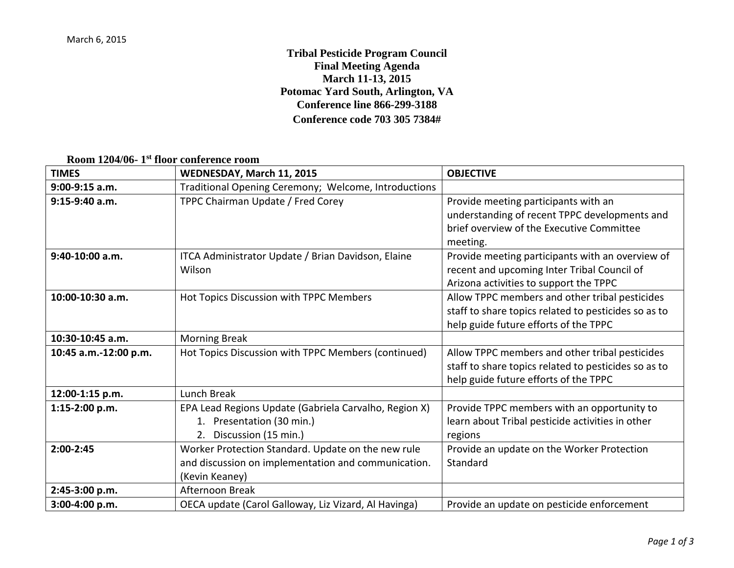March 6, 2015

# Tribal Pesticide Program Council
## Final Meeting Agenda
## March 11-13, 2015
## Potomac Yard South, Arlington, VA
## Conference line 866-299-3188
## Conference code 703 305 7384#

**Room 1204/06- 1st floor conference room**

| TIMES | WEDNESDAY, March 11, 2015 | OBJECTIVE |
|---|---|---|
| **9:00-9:15 a.m.** | Traditional Opening Ceremony; Welcome, Introductions | |
| **9:15-9:40 a.m.** | TPPC Chairman Update / Fred Corey | Provide meeting participants with an understanding of recent TPPC developments and brief overview of the Executive Committee meeting. |
| **9:40-10:00 a.m.** | ITCA Administrator Update / Brian Davidson, Elaine Wilson | Provide meeting participants with an overview of recent and upcoming Inter Tribal Council of Arizona activities to support the TPPC |
| **10:00-10:30 a.m.** | Hot Topics Discussion with TPPC Members | Allow TPPC members and other tribal pesticides staff to share topics related to pesticides so as to help guide future efforts of the TPPC |
| **10:30-10:45 a.m.** | Morning Break | |
| **10:45 a.m.-12:00 p.m.** | Hot Topics Discussion with TPPC Members (continued) | Allow TPPC members and other tribal pesticides staff to share topics related to pesticides so as to help guide future efforts of the TPPC |
| **12:00-1:15 p.m.** | Lunch Break | |
| **1:15-2:00 p.m.** | EPA Lead Regions Update (Gabriela Carvalho, Region X)<br>1. Presentation (30 min.)<br>2. Discussion (15 min.) | Provide TPPC members with an opportunity to learn about Tribal pesticide activities in other regions |
| **2:00-2:45** | Worker Protection Standard. Update on the new rule and discussion on implementation and communication. (Kevin Keaney) | Provide an update on the Worker Protection Standard |
| **2:45-3:00 p.m.** | Afternoon Break | |
| **3:00-4:00 p.m.** | OECA update (Carol Galloway, Liz Vizard, Al Havinga) | Provide an update on pesticide enforcement |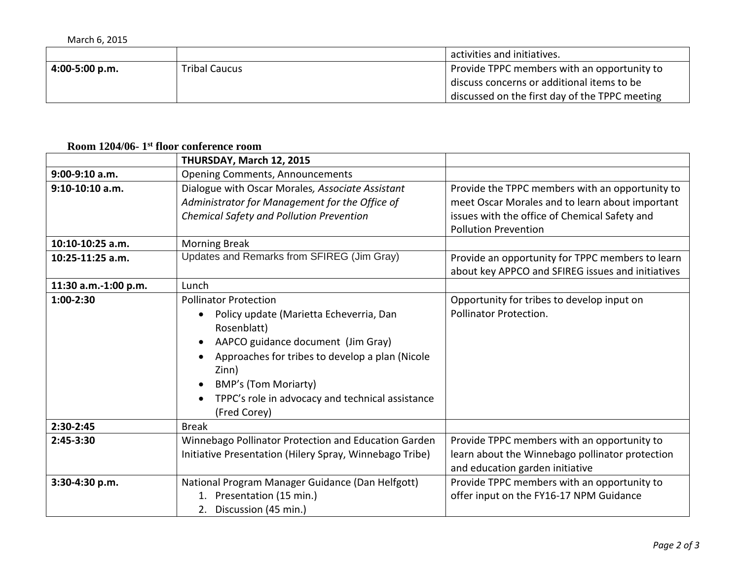March 6, 2015

| | | |
|---|---|---|
| | | activities and initiatives. |
| **4:00-5:00 p.m.** | Tribal Caucus | Provide TPPC members with an opportunity to discuss concerns or additional items to be discussed on the first day of the TPPC meeting |

**Room 1204/06- 1st floor conference room**

| | **THURSDAY, March 12, 2015** | |
|---|---|---|
| **9:00-9:10 a.m.** | Opening Comments, Announcements | |
| **9:10-10:10 a.m.** | Dialogue with Oscar Morales*, Associate Assistant Administrator for Management for the Office of Chemical Safety and Pollution Prevention* | Provide the TPPC members with an opportunity to meet Oscar Morales and to learn about important issues with the office of Chemical Safety and Pollution Prevention |
| **10:10-10:25 a.m.** | Morning Break | |
| **10:25-11:25 a.m.** | Updates and Remarks from SFIREG (Jim Gray) | Provide an opportunity for TPPC members to learn about key APPCO and SFIREG issues and initiatives |
| **11:30 a.m.-1:00 p.m.** | Lunch | |
| **1:00-2:30** | Pollinator Protection<br>• Policy update (Marietta Echeverria, Dan Rosenblatt)<br>• AAPCO guidance document (Jim Gray)<br>• Approaches for tribes to develop a plan (Nicole Zinn)<br>• BMP's (Tom Moriarty)<br>• TPPC's role in advocacy and technical assistance (Fred Corey) | Opportunity for tribes to develop input on Pollinator Protection. |
| **2:30-2:45** | Break | |
| **2:45-3:30** | Winnebago Pollinator Protection and Education Garden Initiative Presentation (Hilery Spray, Winnebago Tribe) | Provide TPPC members with an opportunity to learn about the Winnebago pollinator protection and education garden initiative |
| **3:30-4:30 p.m.** | National Program Manager Guidance (Dan Helfgott)<br>1. Presentation (15 min.)<br>2. Discussion (45 min.) | Provide TPPC members with an opportunity to offer input on the FY16-17 NPM Guidance |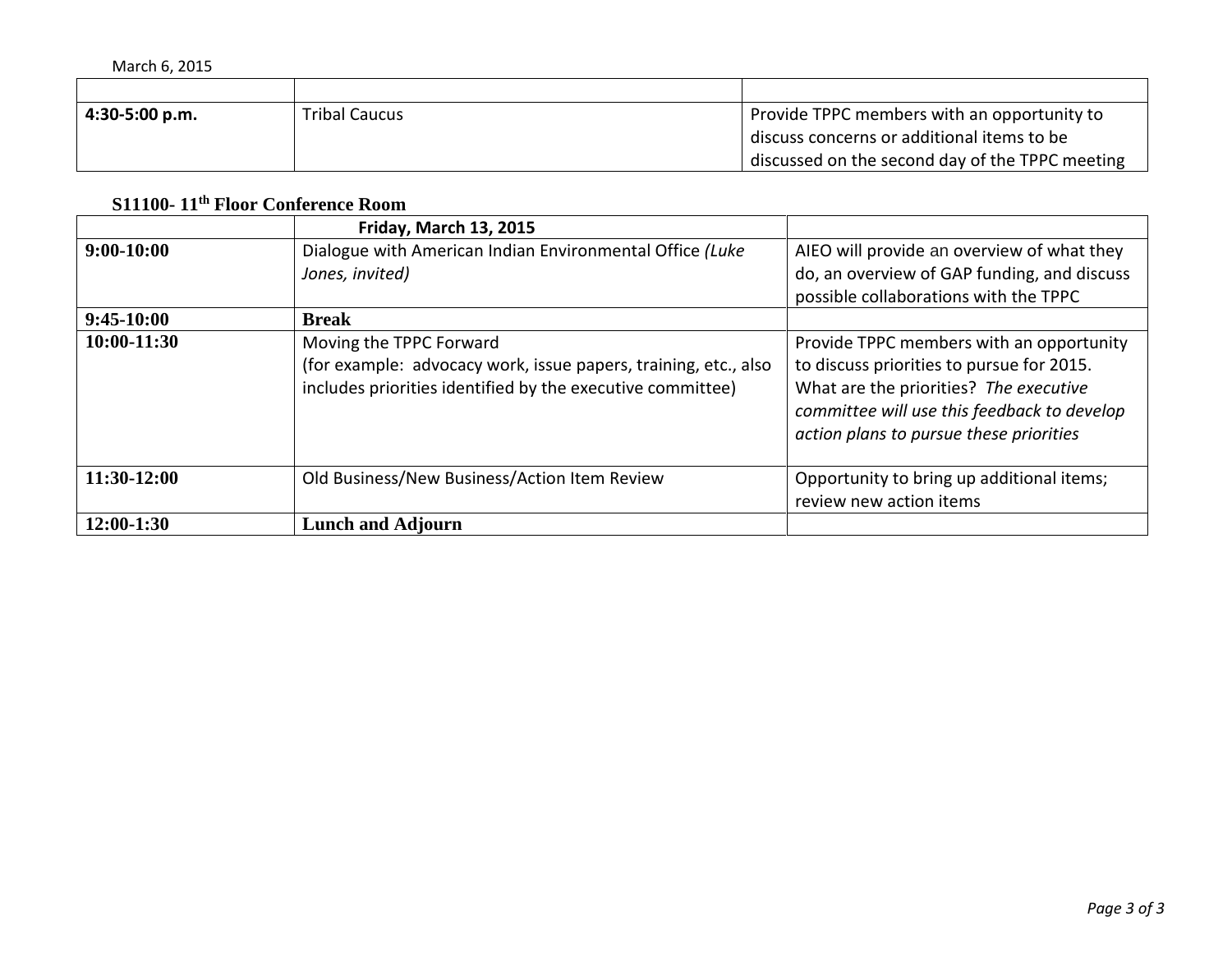March 6, 2015

| | | |
|---|---|---|
| **4:30-5:00 p.m.** | Tribal Caucus | Provide TPPC members with an opportunity to discuss concerns or additional items to be discussed on the second day of the TPPC meeting |

**S11100- 11th Floor Conference Room**

| | **Friday, March 13, 2015** | |
|---|---|---|
| **9:00-10:00** | Dialogue with American Indian Environmental Office *(Luke Jones, invited)* | AIEO will provide an overview of what they do, an overview of GAP funding, and discuss possible collaborations with the TPPC |
| **9:45-10:00** | **Break** | |
| **10:00-11:30** | Moving the TPPC Forward (for example: advocacy work, issue papers, training, etc., also includes priorities identified by the executive committee) | Provide TPPC members with an opportunity to discuss priorities to pursue for 2015. What are the priorities? *The executive committee will use this feedback to develop action plans to pursue these priorities* |
| **11:30-12:00** | Old Business/New Business/Action Item Review | Opportunity to bring up additional items; review new action items |
| **12:00-1:30** | **Lunch and Adjourn** | |